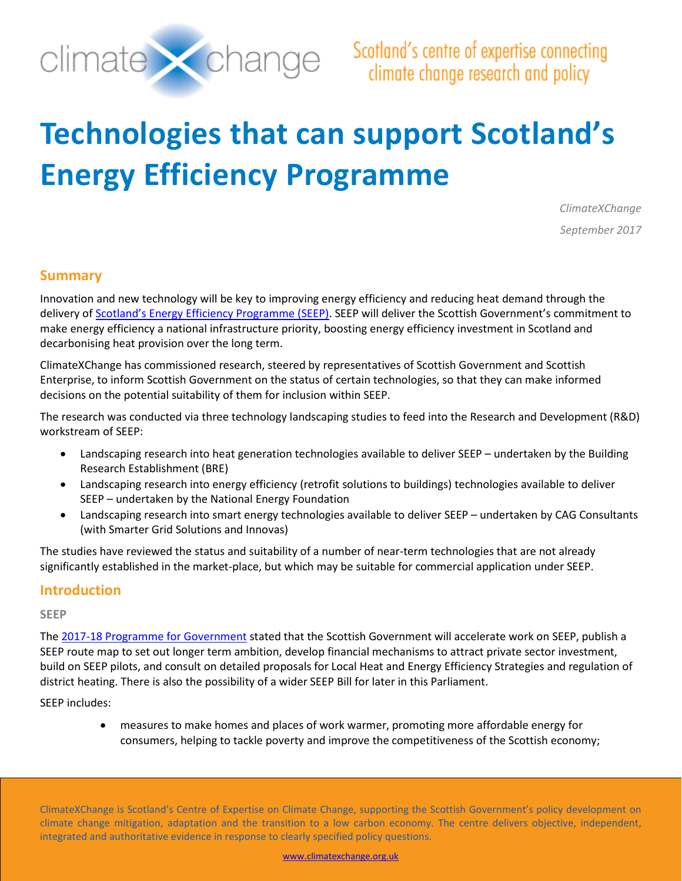climate change — Scotland's centre of expertise connecting climate change research and policy

# Technologies that can support Scotland's Energy Efficiency Programme

*ClimateXChange*

*September 2017*

## Summary

Innovation and new technology will be key to improving energy efficiency and reducing heat demand through the delivery of Scotland's Energy Efficiency Programme (SEEP). SEEP will deliver the Scottish Government's commitment to make energy efficiency a national infrastructure priority, boosting energy efficiency investment in Scotland and decarbonising heat provision over the long term.

ClimateXChange has commissioned research, steered by representatives of Scottish Government and Scottish Enterprise, to inform Scottish Government on the status of certain technologies, so that they can make informed decisions on the potential suitability of them for inclusion within SEEP.

The research was conducted via three technology landscaping studies to feed into the Research and Development (R&D) workstream of SEEP:

- Landscaping research into heat generation technologies available to deliver SEEP – undertaken by the Building Research Establishment (BRE)
- Landscaping research into energy efficiency (retrofit solutions to buildings) technologies available to deliver SEEP – undertaken by the National Energy Foundation
- Landscaping research into smart energy technologies available to deliver SEEP – undertaken by CAG Consultants (with Smarter Grid Solutions and Innovas)

The studies have reviewed the status and suitability of a number of near-term technologies that are not already significantly established in the market-place, but which may be suitable for commercial application under SEEP.

## Introduction

### SEEP

The 2017-18 Programme for Government stated that the Scottish Government will accelerate work on SEEP, publish a SEEP route map to set out longer term ambition, develop financial mechanisms to attract private sector investment, build on SEEP pilots, and consult on detailed proposals for Local Heat and Energy Efficiency Strategies and regulation of district heating. There is also the possibility of a wider SEEP Bill for later in this Parliament.

SEEP includes:

- measures to make homes and places of work warmer, promoting more affordable energy for consumers, helping to tackle poverty and improve the competitiveness of the Scottish economy;

ClimateXChange is Scotland's Centre of Expertise on Climate Change, supporting the Scottish Government's policy development on climate change mitigation, adaptation and the transition to a low carbon economy. The centre delivers objective, independent, integrated and authoritative evidence in response to clearly specified policy questions.

www.climatexchange.org.uk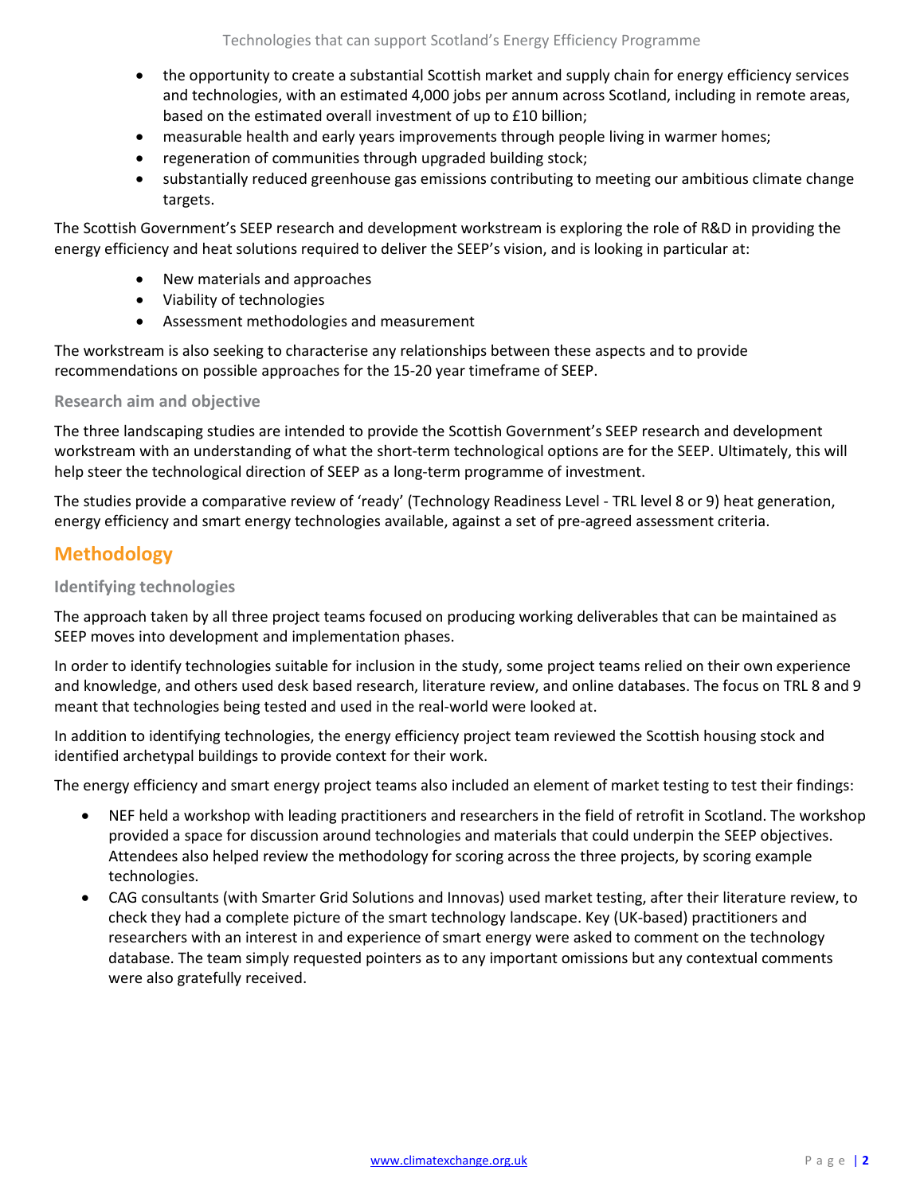- the opportunity to create a substantial Scottish market and supply chain for energy efficiency services and technologies, with an estimated 4,000 jobs per annum across Scotland, including in remote areas, based on the estimated overall investment of up to £10 billion;
- measurable health and early years improvements through people living in warmer homes;
- regeneration of communities through upgraded building stock;
- substantially reduced greenhouse gas emissions contributing to meeting our ambitious climate change targets.

The Scottish Government's SEEP research and development workstream is exploring the role of R&D in providing the energy efficiency and heat solutions required to deliver the SEEP's vision, and is looking in particular at:

- New materials and approaches
- Viability of technologies
- Assessment methodologies and measurement

The workstream is also seeking to characterise any relationships between these aspects and to provide recommendations on possible approaches for the 15-20 year timeframe of SEEP.

### Research aim and objective

The three landscaping studies are intended to provide the Scottish Government's SEEP research and development workstream with an understanding of what the short-term technological options are for the SEEP. Ultimately, this will help steer the technological direction of SEEP as a long-term programme of investment.

The studies provide a comparative review of 'ready' (Technology Readiness Level - TRL level 8 or 9) heat generation, energy efficiency and smart energy technologies available, against a set of pre-agreed assessment criteria.

## Methodology

### Identifying technologies

The approach taken by all three project teams focused on producing working deliverables that can be maintained as SEEP moves into development and implementation phases.

In order to identify technologies suitable for inclusion in the study, some project teams relied on their own experience and knowledge, and others used desk based research, literature review, and online databases. The focus on TRL 8 and 9 meant that technologies being tested and used in the real-world were looked at.

In addition to identifying technologies, the energy efficiency project team reviewed the Scottish housing stock and identified archetypal buildings to provide context for their work.

The energy efficiency and smart energy project teams also included an element of market testing to test their findings:

- NEF held a workshop with leading practitioners and researchers in the field of retrofit in Scotland. The workshop provided a space for discussion around technologies and materials that could underpin the SEEP objectives. Attendees also helped review the methodology for scoring across the three projects, by scoring example technologies.
- CAG consultants (with Smarter Grid Solutions and Innovas) used market testing, after their literature review, to check they had a complete picture of the smart technology landscape. Key (UK-based) practitioners and researchers with an interest in and experience of smart energy were asked to comment on the technology database. The team simply requested pointers as to any important omissions but any contextual comments were also gratefully received.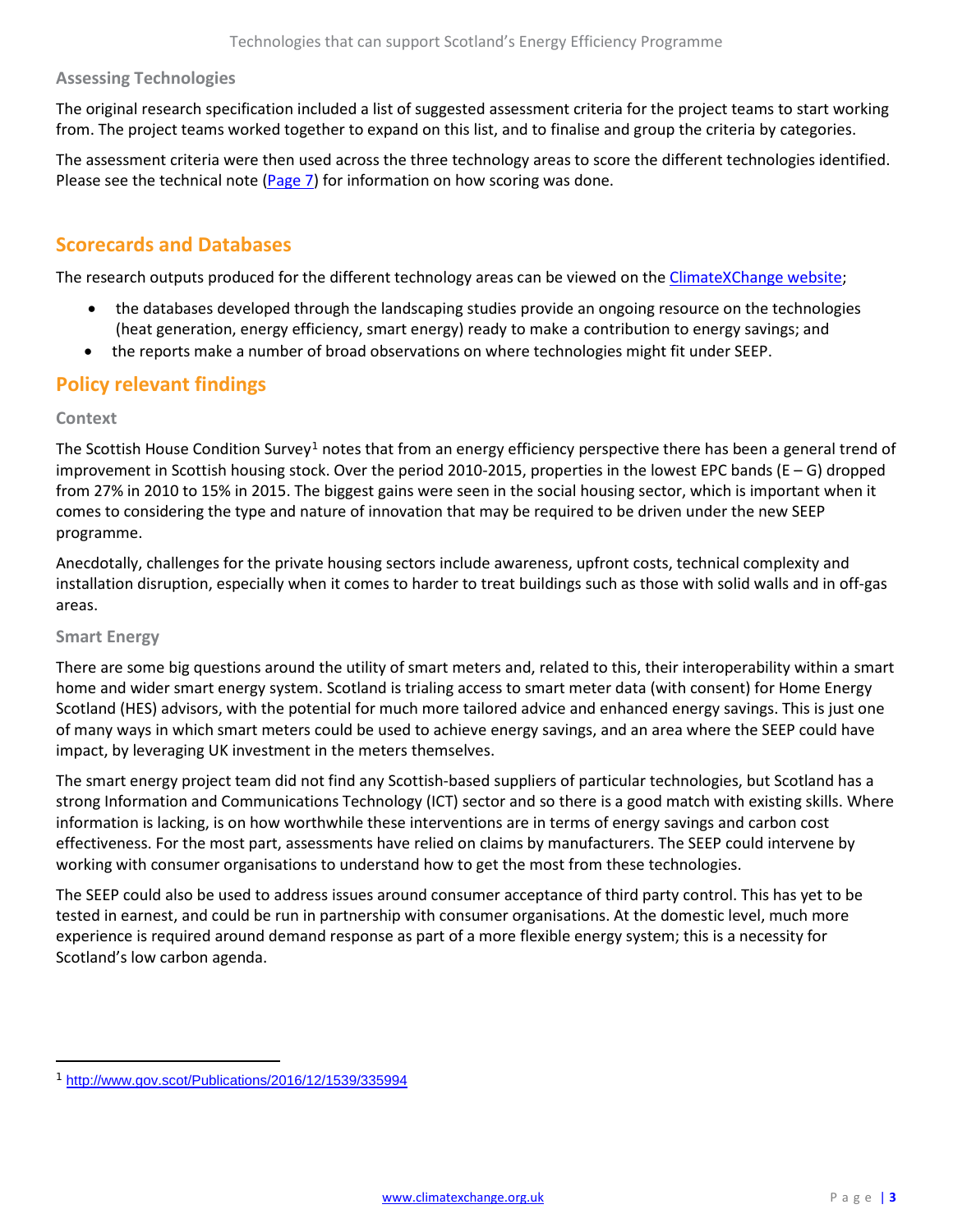### Assessing Technologies

The original research specification included a list of suggested assessment criteria for the project teams to start working from. The project teams worked together to expand on this list, and to finalise and group the criteria by categories.

The assessment criteria were then used across the three technology areas to score the different technologies identified. Please see the technical note (Page 7) for information on how scoring was done.

## Scorecards and Databases

The research outputs produced for the different technology areas can be viewed on the ClimateXChange website;

- the databases developed through the landscaping studies provide an ongoing resource on the technologies (heat generation, energy efficiency, smart energy) ready to make a contribution to energy savings; and
- the reports make a number of broad observations on where technologies might fit under SEEP.

## Policy relevant findings

### Context

The Scottish House Condition Survey[1] notes that from an energy efficiency perspective there has been a general trend of improvement in Scottish housing stock. Over the period 2010-2015, properties in the lowest EPC bands (E – G) dropped from 27% in 2010 to 15% in 2015. The biggest gains were seen in the social housing sector, which is important when it comes to considering the type and nature of innovation that may be required to be driven under the new SEEP programme.

Anecdotally, challenges for the private housing sectors include awareness, upfront costs, technical complexity and installation disruption, especially when it comes to harder to treat buildings such as those with solid walls and in off-gas areas.

### Smart Energy

There are some big questions around the utility of smart meters and, related to this, their interoperability within a smart home and wider smart energy system. Scotland is trialing access to smart meter data (with consent) for Home Energy Scotland (HES) advisors, with the potential for much more tailored advice and enhanced energy savings. This is just one of many ways in which smart meters could be used to achieve energy savings, and an area where the SEEP could have impact, by leveraging UK investment in the meters themselves.

The smart energy project team did not find any Scottish-based suppliers of particular technologies, but Scotland has a strong Information and Communications Technology (ICT) sector and so there is a good match with existing skills. Where information is lacking, is on how worthwhile these interventions are in terms of energy savings and carbon cost effectiveness. For the most part, assessments have relied on claims by manufacturers. The SEEP could intervene by working with consumer organisations to understand how to get the most from these technologies.

The SEEP could also be used to address issues around consumer acceptance of third party control. This has yet to be tested in earnest, and could be run in partnership with consumer organisations. At the domestic level, much more experience is required around demand response as part of a more flexible energy system; this is a necessity for Scotland's low carbon agenda.

---

[1] http://www.gov.scot/Publications/2016/12/1539/335994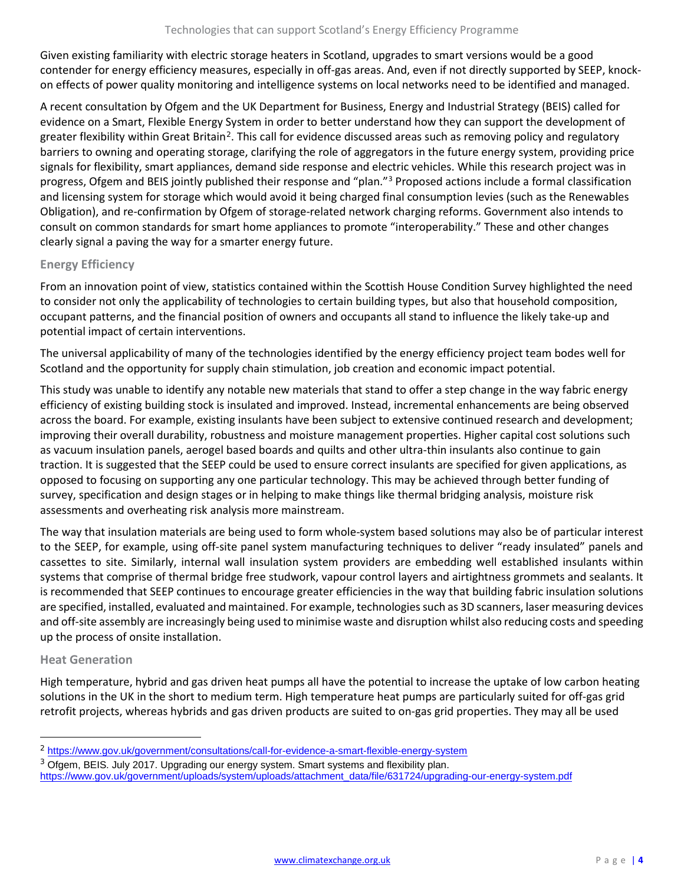Given existing familiarity with electric storage heaters in Scotland, upgrades to smart versions would be a good contender for energy efficiency measures, especially in off-gas areas. And, even if not directly supported by SEEP, knock-on effects of power quality monitoring and intelligence systems on local networks need to be identified and managed.

A recent consultation by Ofgem and the UK Department for Business, Energy and Industrial Strategy (BEIS) called for evidence on a Smart, Flexible Energy System in order to better understand how they can support the development of greater flexibility within Great Britain[2]. This call for evidence discussed areas such as removing policy and regulatory barriers to owning and operating storage, clarifying the role of aggregators in the future energy system, providing price signals for flexibility, smart appliances, demand side response and electric vehicles. While this research project was in progress, Ofgem and BEIS jointly published their response and "plan."[3] Proposed actions include a formal classification and licensing system for storage which would avoid it being charged final consumption levies (such as the Renewables Obligation), and re-confirmation by Ofgem of storage-related network charging reforms. Government also intends to consult on common standards for smart home appliances to promote "interoperability." These and other changes clearly signal a paving the way for a smarter energy future.

### Energy Efficiency

From an innovation point of view, statistics contained within the Scottish House Condition Survey highlighted the need to consider not only the applicability of technologies to certain building types, but also that household composition, occupant patterns, and the financial position of owners and occupants all stand to influence the likely take-up and potential impact of certain interventions.

The universal applicability of many of the technologies identified by the energy efficiency project team bodes well for Scotland and the opportunity for supply chain stimulation, job creation and economic impact potential.

This study was unable to identify any notable new materials that stand to offer a step change in the way fabric energy efficiency of existing building stock is insulated and improved. Instead, incremental enhancements are being observed across the board. For example, existing insulants have been subject to extensive continued research and development; improving their overall durability, robustness and moisture management properties. Higher capital cost solutions such as vacuum insulation panels, aerogel based boards and quilts and other ultra-thin insulants also continue to gain traction. It is suggested that the SEEP could be used to ensure correct insulants are specified for given applications, as opposed to focusing on supporting any one particular technology. This may be achieved through better funding of survey, specification and design stages or in helping to make things like thermal bridging analysis, moisture risk assessments and overheating risk analysis more mainstream.

The way that insulation materials are being used to form whole-system based solutions may also be of particular interest to the SEEP, for example, using off-site panel system manufacturing techniques to deliver "ready insulated" panels and cassettes to site. Similarly, internal wall insulation system providers are embedding well established insulants within systems that comprise of thermal bridge free studwork, vapour control layers and airtightness grommets and sealants. It is recommended that SEEP continues to encourage greater efficiencies in the way that building fabric insulation solutions are specified, installed, evaluated and maintained. For example, technologies such as 3D scanners, laser measuring devices and off-site assembly are increasingly being used to minimise waste and disruption whilst also reducing costs and speeding up the process of onsite installation.

### Heat Generation

High temperature, hybrid and gas driven heat pumps all have the potential to increase the uptake of low carbon heating solutions in the UK in the short to medium term. High temperature heat pumps are particularly suited for off-gas grid retrofit projects, whereas hybrids and gas driven products are suited to on-gas grid properties. They may all be used

---

[2] https://www.gov.uk/government/consultations/call-for-evidence-a-smart-flexible-energy-system

[3] Ofgem, BEIS. July 2017. Upgrading our energy system. Smart systems and flexibility plan. https://www.gov.uk/government/uploads/system/uploads/attachment_data/file/631724/upgrading-our-energy-system.pdf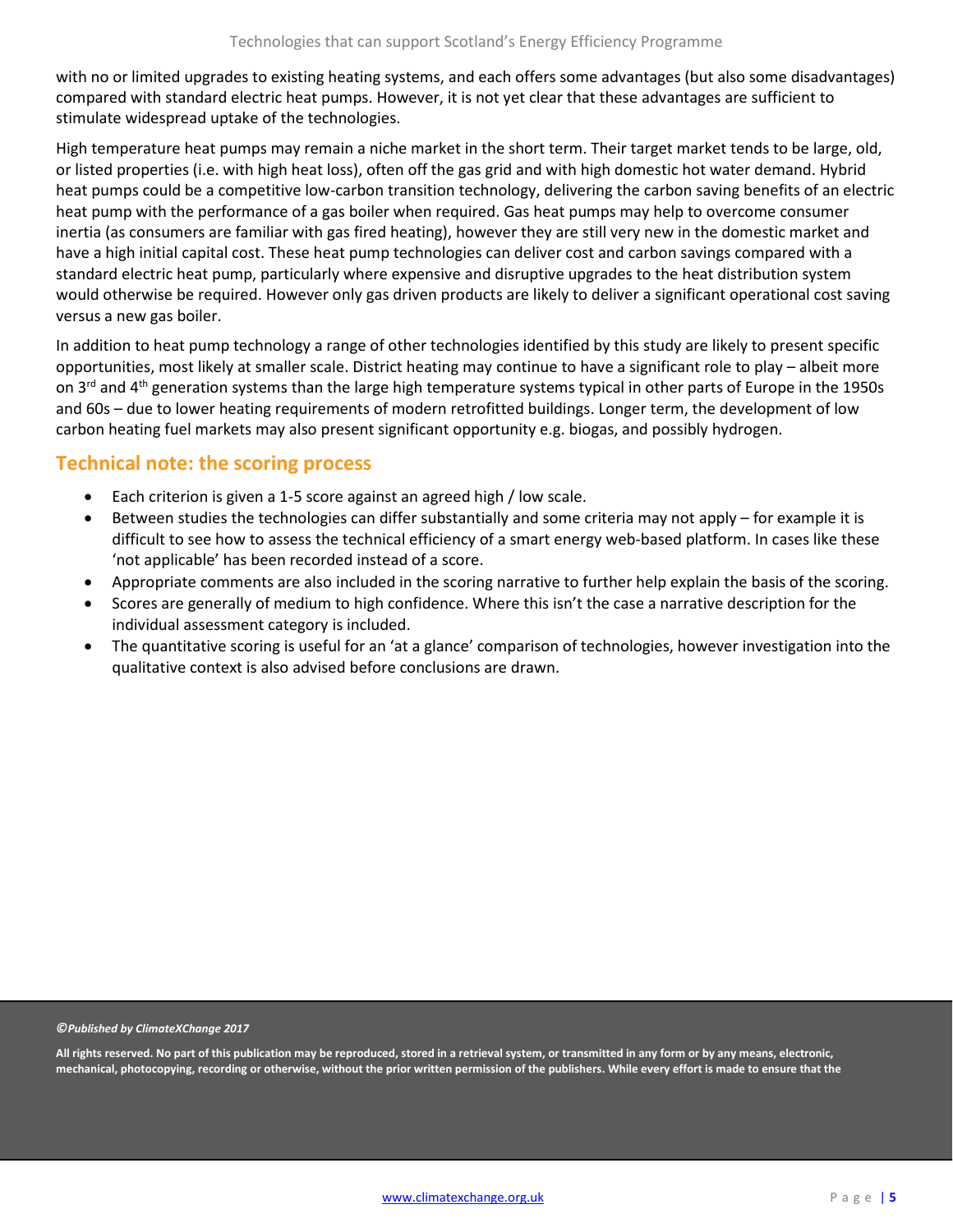with no or limited upgrades to existing heating systems, and each offers some advantages (but also some disadvantages) compared with standard electric heat pumps. However, it is not yet clear that these advantages are sufficient to stimulate widespread uptake of the technologies.

High temperature heat pumps may remain a niche market in the short term. Their target market tends to be large, old, or listed properties (i.e. with high heat loss), often off the gas grid and with high domestic hot water demand. Hybrid heat pumps could be a competitive low-carbon transition technology, delivering the carbon saving benefits of an electric heat pump with the performance of a gas boiler when required. Gas heat pumps may help to overcome consumer inertia (as consumers are familiar with gas fired heating), however they are still very new in the domestic market and have a high initial capital cost. These heat pump technologies can deliver cost and carbon savings compared with a standard electric heat pump, particularly where expensive and disruptive upgrades to the heat distribution system would otherwise be required. However only gas driven products are likely to deliver a significant operational cost saving versus a new gas boiler.

In addition to heat pump technology a range of other technologies identified by this study are likely to present specific opportunities, most likely at smaller scale. District heating may continue to have a significant role to play – albeit more on 3rd and 4th generation systems than the large high temperature systems typical in other parts of Europe in the 1950s and 60s – due to lower heating requirements of modern retrofitted buildings. Longer term, the development of low carbon heating fuel markets may also present significant opportunity e.g. biogas, and possibly hydrogen.

## Technical note: the scoring process

- Each criterion is given a 1-5 score against an agreed high / low scale.
- Between studies the technologies can differ substantially and some criteria may not apply – for example it is difficult to see how to assess the technical efficiency of a smart energy web-based platform. In cases like these 'not applicable' has been recorded instead of a score.
- Appropriate comments are also included in the scoring narrative to further help explain the basis of the scoring.
- Scores are generally of medium to high confidence. Where this isn't the case a narrative description for the individual assessment category is included.
- The quantitative scoring is useful for an 'at a glance' comparison of technologies, however investigation into the qualitative context is also advised before conclusions are drawn.

***©Published by ClimateXChange 2017***

**All rights reserved. No part of this publication may be reproduced, stored in a retrieval system, or transmitted in any form or by any means, electronic, mechanical, photocopying, recording or otherwise, without the prior written permission of the publishers. While every effort is made to ensure that the**

www.climatexchange.org.uk